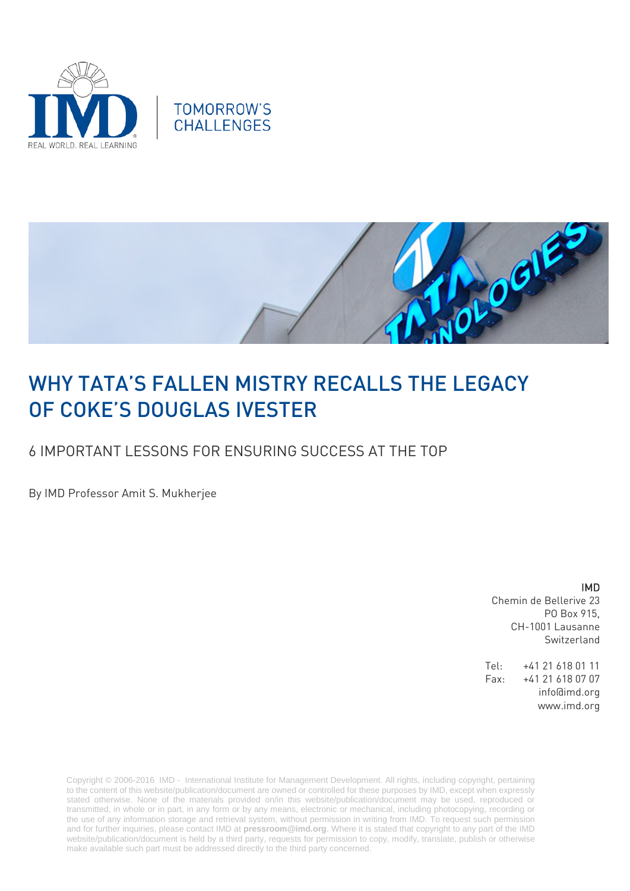TOMORROW'S CHALLENGES

# WHY TATA'S FALLEN MISTRY RECALLS THE LEGACY OF COKE'S DOUGLAS IVESTER

## 6 IMPORTANT LESSONS FOR ENSURING SUCCESS AT THE TOP

By IMD Professor Amit S. Mukherjee

**IMD**
Chemin de Bellerive 23
PO Box 915,
CH-1001 Lausanne
Switzerland

Tel: +41 21 618 01 11
Fax: +41 21 618 07 07
info@imd.org
www.imd.org

Copyright © 2006-2016 IMD - International Institute for Management Development. All rights, including copyright, pertaining to the content of this website/publication/document are owned or controlled for these purposes by IMD, except when expressly stated otherwise. None of the materials provided on/in this website/publication/document may be used, reproduced or transmitted, in whole or in part, in any form or by any means, electronic or mechanical, including photocopying, recording or the use of any information storage and retrieval system, without permission in writing from IMD. To request such permission and for further inquiries, please contact IMD at **pressroom@imd.org**. Where it is stated that copyright to any part of the IMD website/publication/document is held by a third party, requests for permission to copy, modify, translate, publish or otherwise make available such part must be addressed directly to the third party concerned.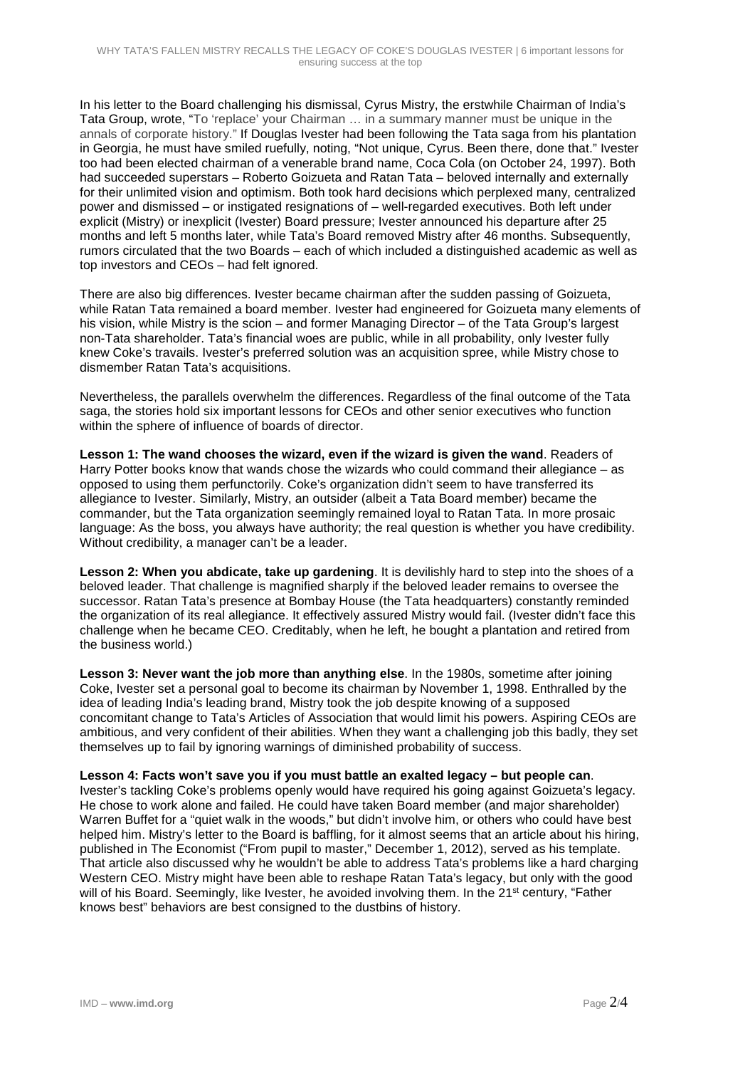In his letter to the Board challenging his dismissal, Cyrus Mistry, the erstwhile Chairman of India's Tata Group, wrote, "To 'replace' your Chairman … in a summary manner must be unique in the annals of corporate history." If Douglas Ivester had been following the Tata saga from his plantation in Georgia, he must have smiled ruefully, noting, "Not unique, Cyrus. Been there, done that." Ivester too had been elected chairman of a venerable brand name, Coca Cola (on October 24, 1997). Both had succeeded superstars – Roberto Goizueta and Ratan Tata – beloved internally and externally for their unlimited vision and optimism. Both took hard decisions which perplexed many, centralized power and dismissed – or instigated resignations of – well-regarded executives. Both left under explicit (Mistry) or inexplicit (Ivester) Board pressure; Ivester announced his departure after 25 months and left 5 months later, while Tata's Board removed Mistry after 46 months. Subsequently, rumors circulated that the two Boards – each of which included a distinguished academic as well as top investors and CEOs – had felt ignored.

There are also big differences. Ivester became chairman after the sudden passing of Goizueta, while Ratan Tata remained a board member. Ivester had engineered for Goizueta many elements of his vision, while Mistry is the scion – and former Managing Director – of the Tata Group's largest non-Tata shareholder. Tata's financial woes are public, while in all probability, only Ivester fully knew Coke's travails. Ivester's preferred solution was an acquisition spree, while Mistry chose to dismember Ratan Tata's acquisitions.

Nevertheless, the parallels overwhelm the differences. Regardless of the final outcome of the Tata saga, the stories hold six important lessons for CEOs and other senior executives who function within the sphere of influence of boards of director.

**Lesson 1: The wand chooses the wizard, even if the wizard is given the wand**. Readers of Harry Potter books know that wands chose the wizards who could command their allegiance – as opposed to using them perfunctorily. Coke's organization didn't seem to have transferred its allegiance to Ivester. Similarly, Mistry, an outsider (albeit a Tata Board member) became the commander, but the Tata organization seemingly remained loyal to Ratan Tata. In more prosaic language: As the boss, you always have authority; the real question is whether you have credibility. Without credibility, a manager can't be a leader.

**Lesson 2: When you abdicate, take up gardening**. It is devilishly hard to step into the shoes of a beloved leader. That challenge is magnified sharply if the beloved leader remains to oversee the successor. Ratan Tata's presence at Bombay House (the Tata headquarters) constantly reminded the organization of its real allegiance. It effectively assured Mistry would fail. (Ivester didn't face this challenge when he became CEO. Creditably, when he left, he bought a plantation and retired from the business world.)

**Lesson 3: Never want the job more than anything else**. In the 1980s, sometime after joining Coke, Ivester set a personal goal to become its chairman by November 1, 1998. Enthralled by the idea of leading India's leading brand, Mistry took the job despite knowing of a supposed concomitant change to Tata's Articles of Association that would limit his powers. Aspiring CEOs are ambitious, and very confident of their abilities. When they want a challenging job this badly, they set themselves up to fail by ignoring warnings of diminished probability of success.

**Lesson 4: Facts won't save you if you must battle an exalted legacy – but people can**. Ivester's tackling Coke's problems openly would have required his going against Goizueta's legacy. He chose to work alone and failed. He could have taken Board member (and major shareholder) Warren Buffet for a "quiet walk in the woods," but didn't involve him, or others who could have best helped him. Mistry's letter to the Board is baffling, for it almost seems that an article about his hiring, published in The Economist ("From pupil to master," December 1, 2012), served as his template. That article also discussed why he wouldn't be able to address Tata's problems like a hard charging Western CEO. Mistry might have been able to reshape Ratan Tata's legacy, but only with the good will of his Board. Seemingly, like Ivester, he avoided involving them. In the 21st century, "Father knows best" behaviors are best consigned to the dustbins of history.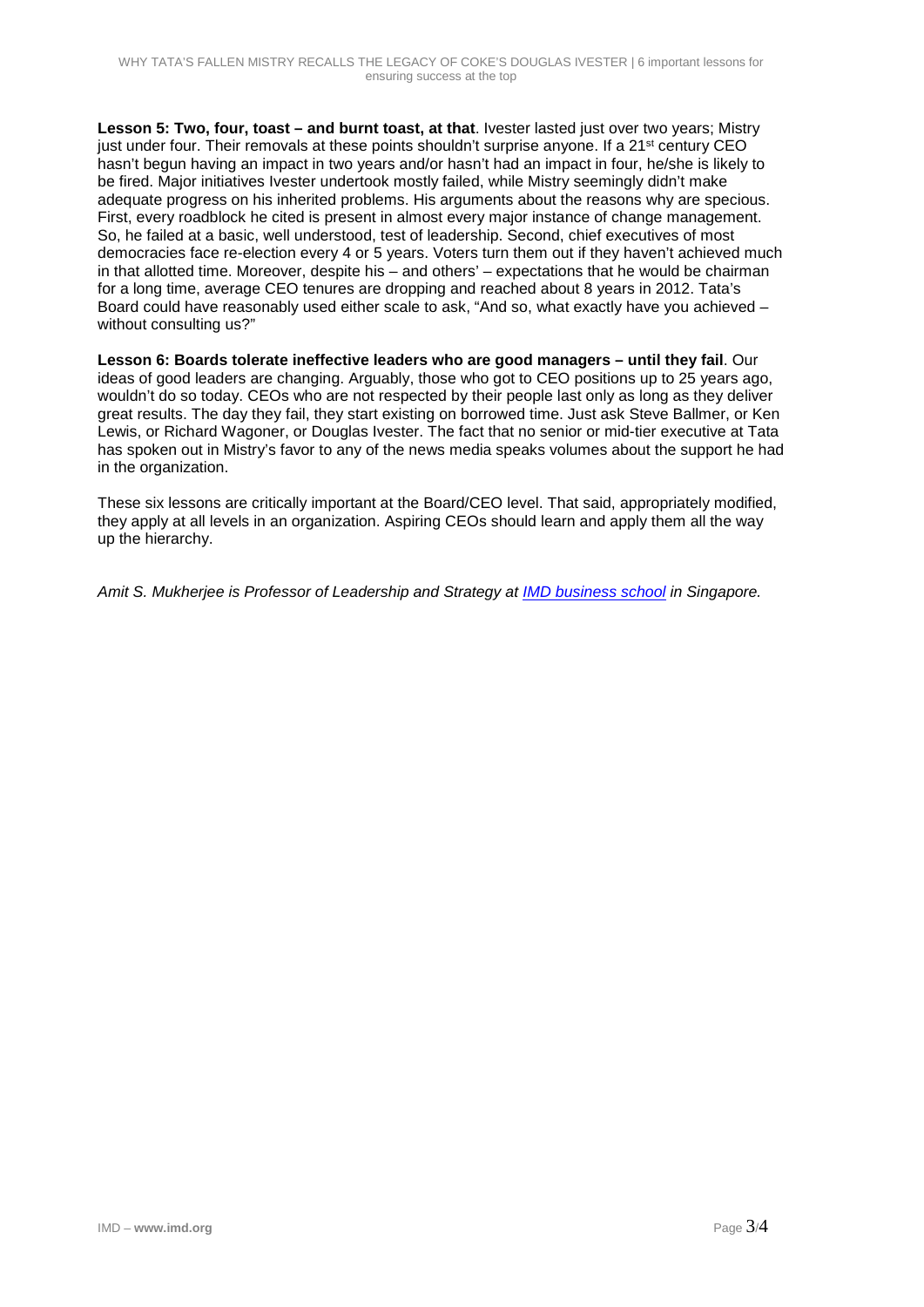**Lesson 5: Two, four, toast – and burnt toast, at that**. Ivester lasted just over two years; Mistry just under four. Their removals at these points shouldn't surprise anyone. If a 21st century CEO hasn't begun having an impact in two years and/or hasn't had an impact in four, he/she is likely to be fired. Major initiatives Ivester undertook mostly failed, while Mistry seemingly didn't make adequate progress on his inherited problems. His arguments about the reasons why are specious. First, every roadblock he cited is present in almost every major instance of change management. So, he failed at a basic, well understood, test of leadership. Second, chief executives of most democracies face re-election every 4 or 5 years. Voters turn them out if they haven't achieved much in that allotted time. Moreover, despite his – and others' – expectations that he would be chairman for a long time, average CEO tenures are dropping and reached about 8 years in 2012. Tata's Board could have reasonably used either scale to ask, "And so, what exactly have you achieved – without consulting us?"

**Lesson 6: Boards tolerate ineffective leaders who are good managers – until they fail**. Our ideas of good leaders are changing. Arguably, those who got to CEO positions up to 25 years ago, wouldn't do so today. CEOs who are not respected by their people last only as long as they deliver great results. The day they fail, they start existing on borrowed time. Just ask Steve Ballmer, or Ken Lewis, or Richard Wagoner, or Douglas Ivester. The fact that no senior or mid-tier executive at Tata has spoken out in Mistry's favor to any of the news media speaks volumes about the support he had in the organization.

These six lessons are critically important at the Board/CEO level. That said, appropriately modified, they apply at all levels in an organization. Aspiring CEOs should learn and apply them all the way up the hierarchy.

*Amit S. Mukherjee is Professor of Leadership and Strategy at [IMD business school] in Singapore.*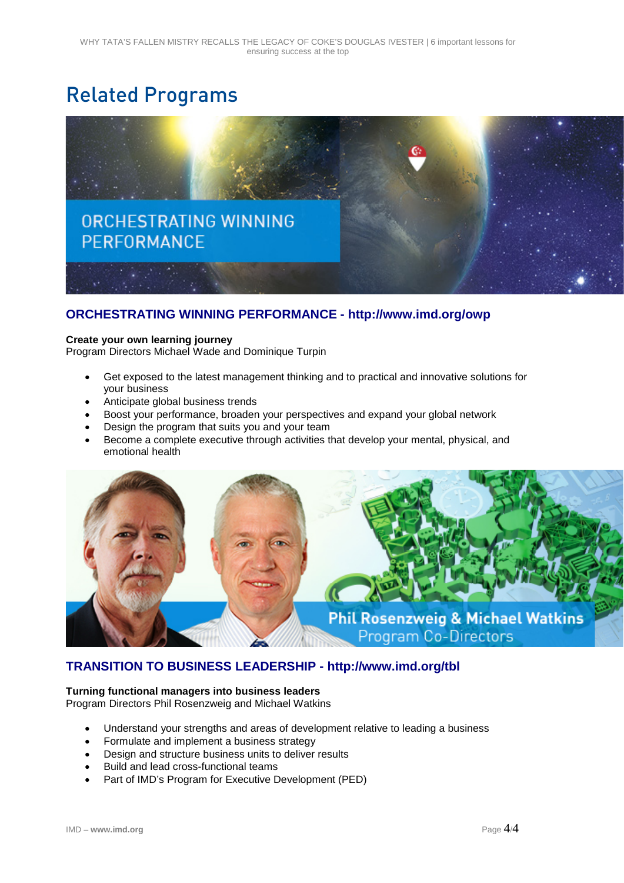# Related Programs

## ORCHESTRATING WINNING PERFORMANCE - http://www.imd.org/owp

**Create your own learning journey**
Program Directors Michael Wade and Dominique Turpin

- Get exposed to the latest management thinking and to practical and innovative solutions for your business
- Anticipate global business trends
- Boost your performance, broaden your perspectives and expand your global network
- Design the program that suits you and your team
- Become a complete executive through activities that develop your mental, physical, and emotional health

## TRANSITION TO BUSINESS LEADERSHIP - http://www.imd.org/tbl

**Turning functional managers into business leaders**
Program Directors Phil Rosenzweig and Michael Watkins

- Understand your strengths and areas of development relative to leading a business
- Formulate and implement a business strategy
- Design and structure business units to deliver results
- Build and lead cross-functional teams
- Part of IMD's Program for Executive Development (PED)